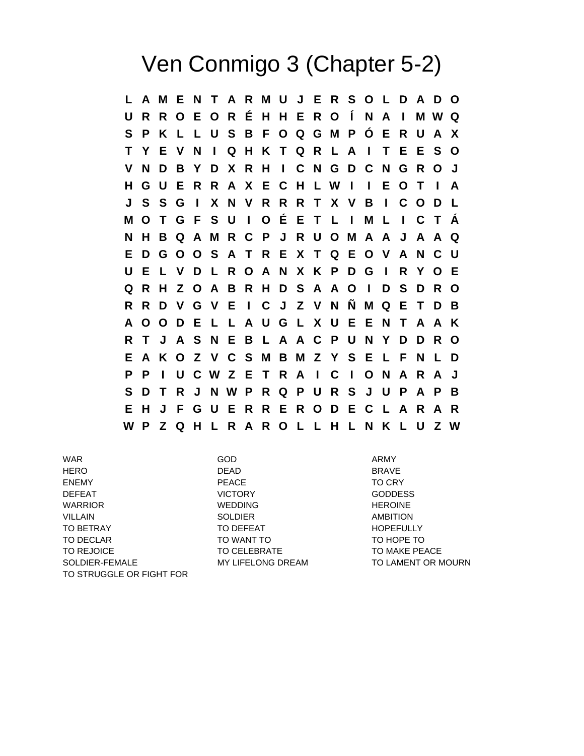# Ven Conmigo 3 (Chapter 5-2)

```
L A M E N T A R M U J E R S O L D A D O
U R R O E O R É H H E R O Í N A I M W Q
S P K L L U S B F O Q G M P Ó E R U A X
T Y E V N I Q H K T Q R L A I T E E S O
V N D B Y D X R H I C N G D C N G R O J
H G U E R R A X E C H L W I I E O T I A
J S S G I X N V R R R T X V B I C O D L
M O T G F S U I O É E T L I M L I C T Á
N H B Q A M R C P J R U O M A A J A A Q
E D G O O S A T R E X T Q E O V A N C U
U E L V D L R O A N X K P D G I R Y O E
Q R H Z O A B R H D S A A O I D S D R O
R R D V G V E I C J Z V N Ñ M Q E T D B
A O O D E L L A U G L X U E E N T A A K
R T J A S N E B L A A C P U N Y D D R O
E A K O Z V C S M B M Z Y S E L F N L D
P P I U C W Z E T R A I C I O N A R A J
S D T R J N W P R Q P U R S J U P A P B
E H J F G U E R R E R O D E C L A R A R
W P Z Q H L R A R O L L H L N K L U Z W
```

| | | |
|---|---|---|
| WAR | GOD | ARMY |
| HERO | DEAD | BRAVE |
| ENEMY | PEACE | TO CRY |
| DEFEAT | VICTORY | GODDESS |
| WARRIOR | WEDDING | HEROINE |
| VILLAIN | SOLDIER | AMBITION |
| TO BETRAY | TO DEFEAT | HOPEFULLY |
| TO DECLAR | TO WANT TO | TO HOPE TO |
| TO REJOICE | TO CELEBRATE | TO MAKE PEACE |
| SOLDIER-FEMALE | MY LIFELONG DREAM | TO LAMENT OR MOURN |
| TO STRUGGLE OR FIGHT FOR | | |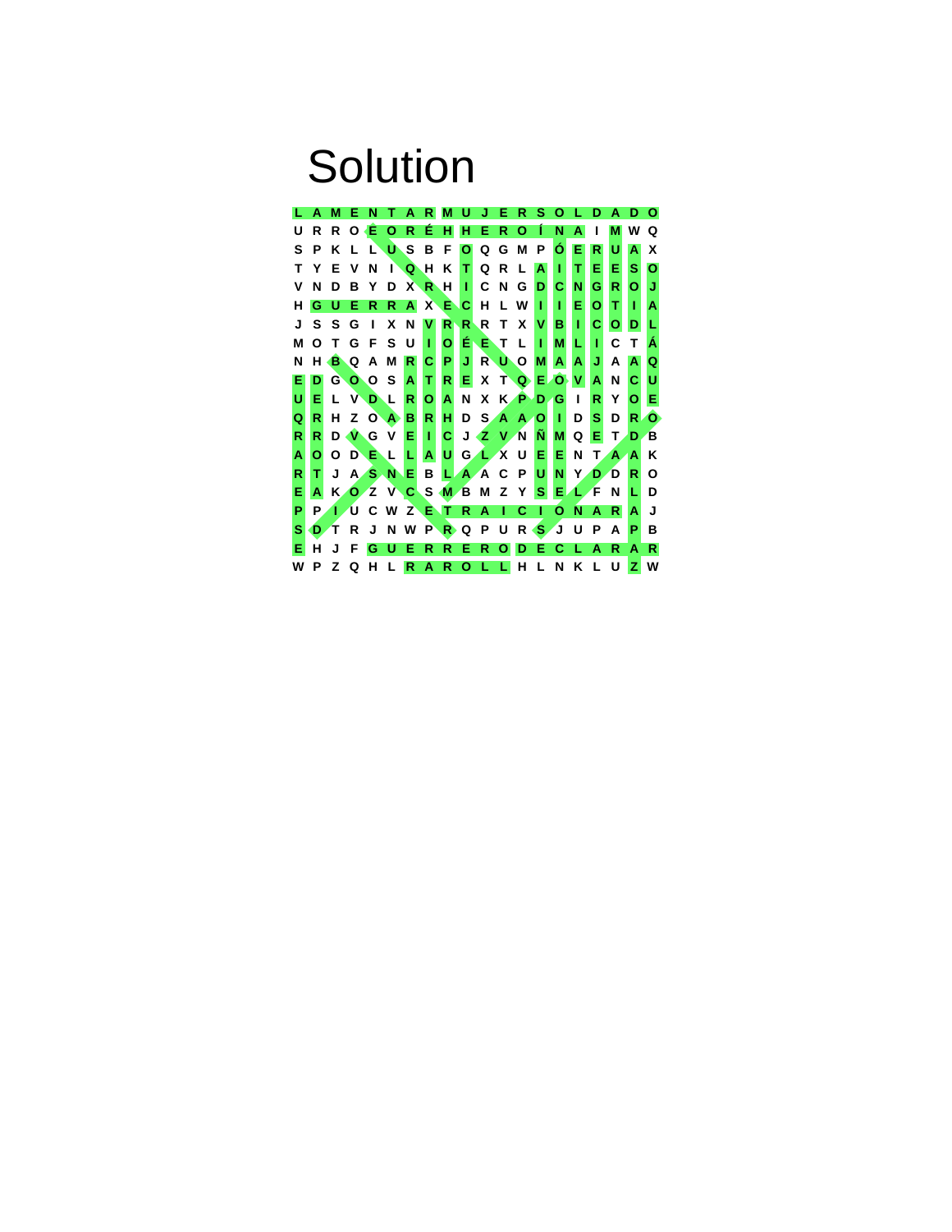# Solution

| | | | | | | | | | | | | | | | | | | | |
|---|---|---|---|---|---|---|---|---|---|---|---|---|---|---|---|---|---|---|---|
| L | A | M | E | N | T | A | R | M | U | J | E | R | S | O | L | D | A | D | O |
| U | R | R | O | E | O | R | É | H | H | E | R | O | Í | N | A | I | M | W | Q |
| S | P | K | L | L | U | S | B | F | O | Q | G | M | P | Ó | E | R | U | A | X |
| T | Y | E | V | N | I | Q | H | K | T | Q | R | L | A | I | T | E | E | S | O |
| V | N | D | B | Y | D | X | R | H | I | C | N | G | D | C | N | G | R | O | J |
| H | G | U | E | R | R | A | X | E | C | H | L | W | I | I | E | O | T | I | A |
| J | S | S | G | I | X | N | V | R | R | R | T | X | V | B | I | C | O | D | L |
| M | O | T | G | F | S | U | I | O | É | E | T | L | I | M | L | I | C | T | Á |
| N | H | B | Q | A | M | R | C | P | J | R | U | O | M | A | A | J | A | A | Q |
| E | D | G | O | O | S | A | T | R | E | X | T | Q | E | O | V | A | N | C | U |
| U | E | L | V | D | L | R | O | A | N | X | K | P | D | G | I | R | Y | O | E |
| Q | R | H | Z | O | A | B | R | H | D | S | A | A | O | I | D | S | D | R | O |
| R | R | D | V | G | V | E | I | C | J | Z | V | N | Ñ | M | Q | E | T | D | B |
| A | O | O | D | E | L | L | A | U | G | L | X | U | E | E | N | T | A | A | K |
| R | T | J | A | S | N | E | B | L | A | A | C | P | U | N | Y | D | D | R | O |
| E | A | K | O | Z | V | C | S | M | B | M | Z | Y | S | E | L | F | N | L | D |
| P | P | I | U | C | W | Z | E | T | R | A | I | C | I | O | N | A | R | A | J |
| S | D | T | R | J | N | W | P | R | Q | P | U | R | S | J | U | P | A | P | B |
| E | H | J | F | G | U | E | R | R | E | R | O | D | E | C | L | A | R | A | R |
| W | P | Z | Q | H | L | R | A | R | O | L | L | H | L | N | K | L | U | Z | W |